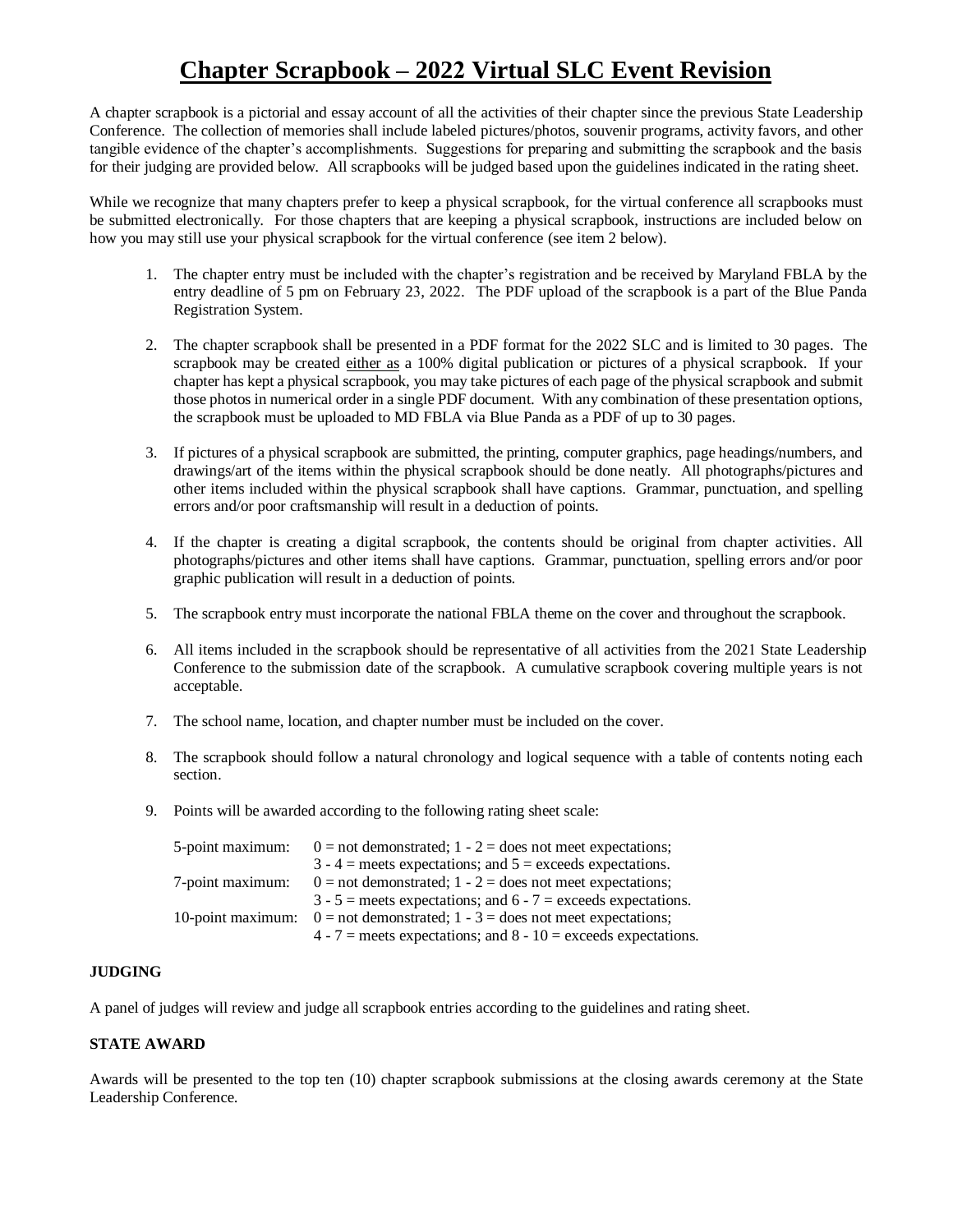# Chapter Scrapbook – 2022 Virtual SLC Event Revision

A chapter scrapbook is a pictorial and essay account of all the activities of their chapter since the previous State Leadership Conference. The collection of memories shall include labeled pictures/photos, souvenir programs, activity favors, and other tangible evidence of the chapter's accomplishments. Suggestions for preparing and submitting the scrapbook and the basis for their judging are provided below. All scrapbooks will be judged based upon the guidelines indicated in the rating sheet.

While we recognize that many chapters prefer to keep a physical scrapbook, for the virtual conference all scrapbooks must be submitted electronically. For those chapters that are keeping a physical scrapbook, instructions are included below on how you may still use your physical scrapbook for the virtual conference (see item 2 below).

1. The chapter entry must be included with the chapter's registration and be received by Maryland FBLA by the entry deadline of 5 pm on February 23, 2022. The PDF upload of the scrapbook is a part of the Blue Panda Registration System.

2. The chapter scrapbook shall be presented in a PDF format for the 2022 SLC and is limited to 30 pages. The scrapbook may be created either as a 100% digital publication or pictures of a physical scrapbook. If your chapter has kept a physical scrapbook, you may take pictures of each page of the physical scrapbook and submit those photos in numerical order in a single PDF document. With any combination of these presentation options, the scrapbook must be uploaded to MD FBLA via Blue Panda as a PDF of up to 30 pages.

3. If pictures of a physical scrapbook are submitted, the printing, computer graphics, page headings/numbers, and drawings/art of the items within the physical scrapbook should be done neatly. All photographs/pictures and other items included within the physical scrapbook shall have captions. Grammar, punctuation, and spelling errors and/or poor craftsmanship will result in a deduction of points.

4. If the chapter is creating a digital scrapbook, the contents should be original from chapter activities. All photographs/pictures and other items shall have captions. Grammar, punctuation, spelling errors and/or poor graphic publication will result in a deduction of points.

5. The scrapbook entry must incorporate the national FBLA theme on the cover and throughout the scrapbook.

6. All items included in the scrapbook should be representative of all activities from the 2021 State Leadership Conference to the submission date of the scrapbook. A cumulative scrapbook covering multiple years is not acceptable.

7. The school name, location, and chapter number must be included on the cover.

8. The scrapbook should follow a natural chronology and logical sequence with a table of contents noting each section.

9. Points will be awarded according to the following rating sheet scale:

   5-point maximum: 0 = not demonstrated; 1 - 2 = does not meet expectations; 3 - 4 = meets expectations; and 5 = exceeds expectations.
   
   7-point maximum: 0 = not demonstrated; 1 - 2 = does not meet expectations; 3 - 5 = meets expectations; and 6 - 7 = exceeds expectations.
   
   10-point maximum: 0 = not demonstrated; 1 - 3 = does not meet expectations; 4 - 7 = meets expectations; and 8 - 10 = exceeds expectations.

**JUDGING**

A panel of judges will review and judge all scrapbook entries according to the guidelines and rating sheet.

**STATE AWARD**

Awards will be presented to the top ten (10) chapter scrapbook submissions at the closing awards ceremony at the State Leadership Conference.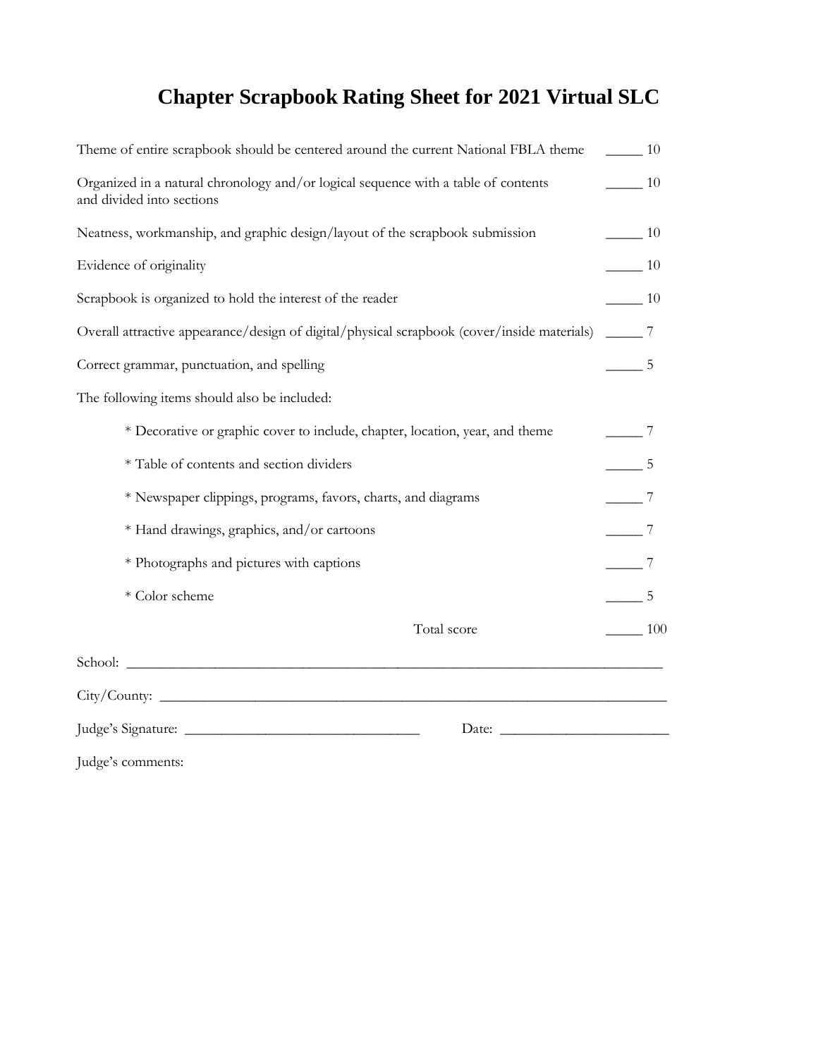# Chapter Scrapbook Rating Sheet for 2021 Virtual SLC

| | |
|---|---|
| Theme of entire scrapbook should be centered around the current National FBLA theme | _____ 10 |
| Organized in a natural chronology and/or logical sequence with a table of contents and divided into sections | _____ 10 |
| Neatness, workmanship, and graphic design/layout of the scrapbook submission | _____ 10 |
| Evidence of originality | _____ 10 |
| Scrapbook is organized to hold the interest of the reader | _____ 10 |
| Overall attractive appearance/design of digital/physical scrapbook (cover/inside materials) | _____ 7 |
| Correct grammar, punctuation, and spelling | _____ 5 |
| The following items should also be included: | |
| * Decorative or graphic cover to include, chapter, location, year, and theme | _____ 7 |
| * Table of contents and section dividers | _____ 5 |
| * Newspaper clippings, programs, favors, charts, and diagrams | _____ 7 |
| * Hand drawings, graphics, and/or cartoons | _____ 7 |
| * Photographs and pictures with captions | _____ 7 |
| * Color scheme | _____ 5 |
| Total score | _____ 100 |

School: ______________________________________________________________________________

City/County: __________________________________________________________________________

Judge's Signature: __________________________________ Date: ________________________

Judge's comments: